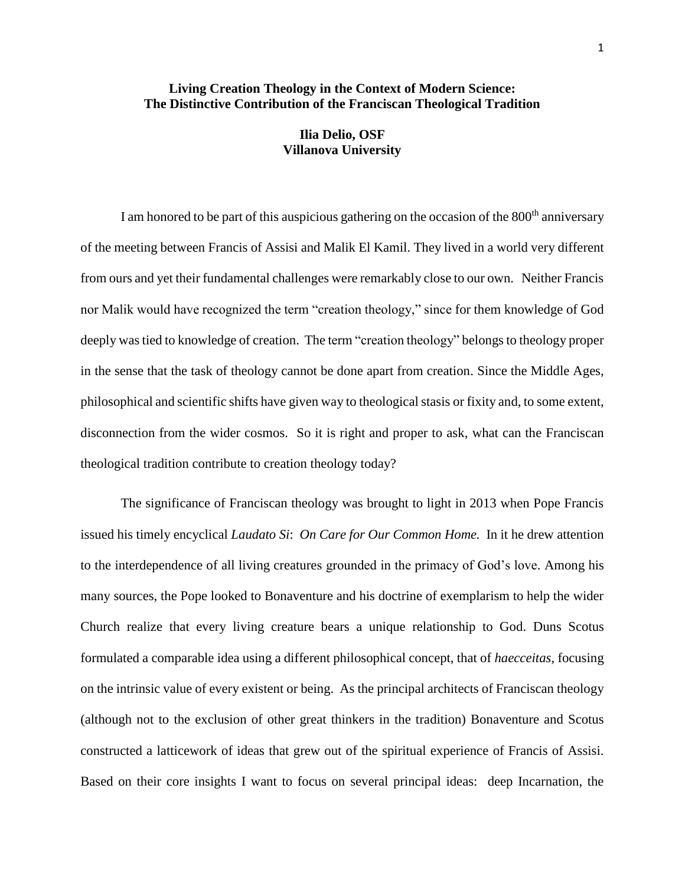# Living Creation Theology in the Context of Modern Science: The Distinctive Contribution of the Franciscan Theological Tradition

**Ilia Delio, OSF**
**Villanova University**

I am honored to be part of this auspicious gathering on the occasion of the 800th anniversary of the meeting between Francis of Assisi and Malik El Kamil. They lived in a world very different from ours and yet their fundamental challenges were remarkably close to our own. Neither Francis nor Malik would have recognized the term "creation theology," since for them knowledge of God deeply was tied to knowledge of creation. The term "creation theology" belongs to theology proper in the sense that the task of theology cannot be done apart from creation. Since the Middle Ages, philosophical and scientific shifts have given way to theological stasis or fixity and, to some extent, disconnection from the wider cosmos. So it is right and proper to ask, what can the Franciscan theological tradition contribute to creation theology today?

The significance of Franciscan theology was brought to light in 2013 when Pope Francis issued his timely encyclical *Laudato Si*: *On Care for Our Common Home.* In it he drew attention to the interdependence of all living creatures grounded in the primacy of God's love. Among his many sources, the Pope looked to Bonaventure and his doctrine of exemplarism to help the wider Church realize that every living creature bears a unique relationship to God. Duns Scotus formulated a comparable idea using a different philosophical concept, that of *haecceitas*, focusing on the intrinsic value of every existent or being. As the principal architects of Franciscan theology (although not to the exclusion of other great thinkers in the tradition) Bonaventure and Scotus constructed a latticework of ideas that grew out of the spiritual experience of Francis of Assisi. Based on their core insights I want to focus on several principal ideas: deep Incarnation, the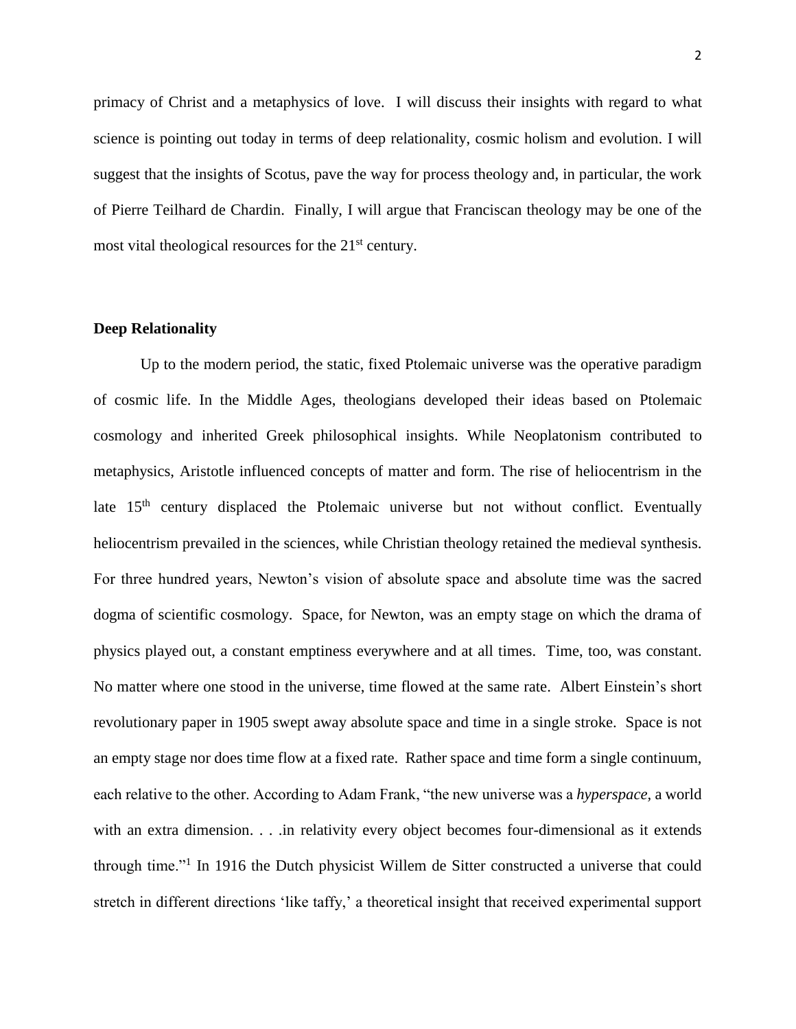primacy of Christ and a metaphysics of love. I will discuss their insights with regard to what science is pointing out today in terms of deep relationality, cosmic holism and evolution. I will suggest that the insights of Scotus, pave the way for process theology and, in particular, the work of Pierre Teilhard de Chardin. Finally, I will argue that Franciscan theology may be one of the most vital theological resources for the 21st century.

**Deep Relationality**

Up to the modern period, the static, fixed Ptolemaic universe was the operative paradigm of cosmic life. In the Middle Ages, theologians developed their ideas based on Ptolemaic cosmology and inherited Greek philosophical insights. While Neoplatonism contributed to metaphysics, Aristotle influenced concepts of matter and form. The rise of heliocentrism in the late 15th century displaced the Ptolemaic universe but not without conflict. Eventually heliocentrism prevailed in the sciences, while Christian theology retained the medieval synthesis. For three hundred years, Newton's vision of absolute space and absolute time was the sacred dogma of scientific cosmology. Space, for Newton, was an empty stage on which the drama of physics played out, a constant emptiness everywhere and at all times. Time, too, was constant. No matter where one stood in the universe, time flowed at the same rate. Albert Einstein's short revolutionary paper in 1905 swept away absolute space and time in a single stroke. Space is not an empty stage nor does time flow at a fixed rate. Rather space and time form a single continuum, each relative to the other. According to Adam Frank, "the new universe was a *hyperspace,* a world with an extra dimension. . . .in relativity every object becomes four-dimensional as it extends through time."[1] In 1916 the Dutch physicist Willem de Sitter constructed a universe that could stretch in different directions 'like taffy,' a theoretical insight that received experimental support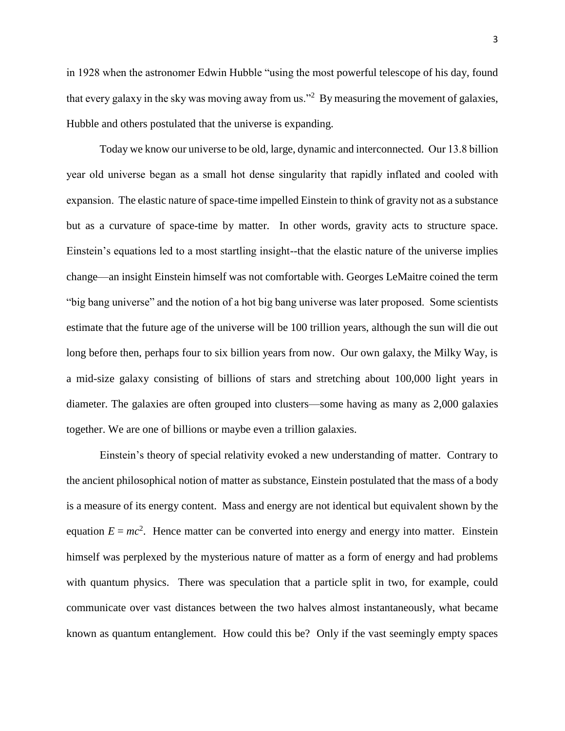in 1928 when the astronomer Edwin Hubble "using the most powerful telescope of his day, found that every galaxy in the sky was moving away from us."[2] By measuring the movement of galaxies, Hubble and others postulated that the universe is expanding.

Today we know our universe to be old, large, dynamic and interconnected. Our 13.8 billion year old universe began as a small hot dense singularity that rapidly inflated and cooled with expansion. The elastic nature of space-time impelled Einstein to think of gravity not as a substance but as a curvature of space-time by matter. In other words, gravity acts to structure space. Einstein's equations led to a most startling insight--that the elastic nature of the universe implies change—an insight Einstein himself was not comfortable with. Georges LeMaitre coined the term "big bang universe" and the notion of a hot big bang universe was later proposed. Some scientists estimate that the future age of the universe will be 100 trillion years, although the sun will die out long before then, perhaps four to six billion years from now. Our own galaxy, the Milky Way, is a mid-size galaxy consisting of billions of stars and stretching about 100,000 light years in diameter. The galaxies are often grouped into clusters—some having as many as 2,000 galaxies together. We are one of billions or maybe even a trillion galaxies.

Einstein's theory of special relativity evoked a new understanding of matter. Contrary to the ancient philosophical notion of matter as substance, Einstein postulated that the mass of a body is a measure of its energy content. Mass and energy are not identical but equivalent shown by the equation $E = mc^2$. Hence matter can be converted into energy and energy into matter. Einstein himself was perplexed by the mysterious nature of matter as a form of energy and had problems with quantum physics. There was speculation that a particle split in two, for example, could communicate over vast distances between the two halves almost instantaneously, what became known as quantum entanglement. How could this be? Only if the vast seemingly empty spaces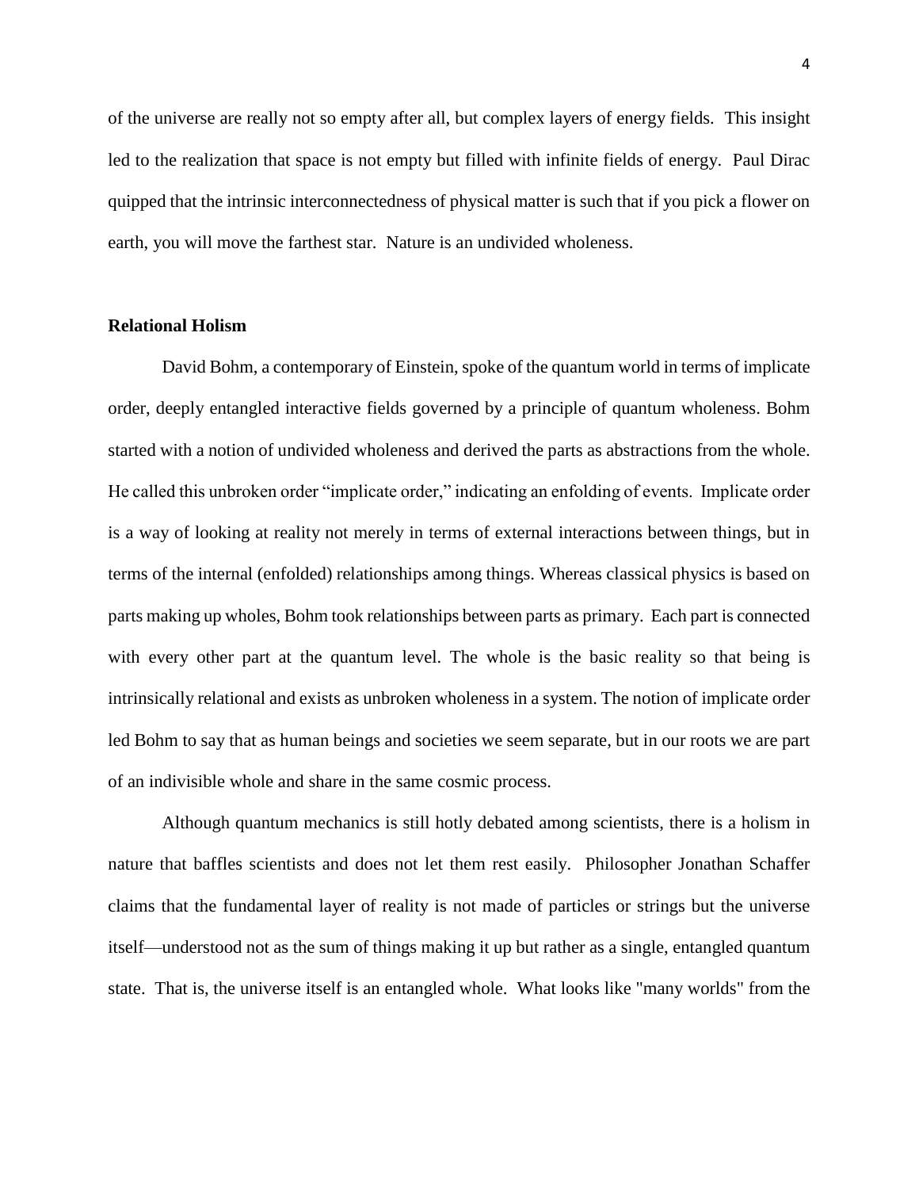of the universe are really not so empty after all, but complex layers of energy fields. This insight led to the realization that space is not empty but filled with infinite fields of energy. Paul Dirac quipped that the intrinsic interconnectedness of physical matter is such that if you pick a flower on earth, you will move the farthest star. Nature is an undivided wholeness.

**Relational Holism**

David Bohm, a contemporary of Einstein, spoke of the quantum world in terms of implicate order, deeply entangled interactive fields governed by a principle of quantum wholeness. Bohm started with a notion of undivided wholeness and derived the parts as abstractions from the whole. He called this unbroken order "implicate order," indicating an enfolding of events. Implicate order is a way of looking at reality not merely in terms of external interactions between things, but in terms of the internal (enfolded) relationships among things. Whereas classical physics is based on parts making up wholes, Bohm took relationships between parts as primary. Each part is connected with every other part at the quantum level. The whole is the basic reality so that being is intrinsically relational and exists as unbroken wholeness in a system. The notion of implicate order led Bohm to say that as human beings and societies we seem separate, but in our roots we are part of an indivisible whole and share in the same cosmic process.

Although quantum mechanics is still hotly debated among scientists, there is a holism in nature that baffles scientists and does not let them rest easily. Philosopher Jonathan Schaffer claims that the fundamental layer of reality is not made of particles or strings but the universe itself—understood not as the sum of things making it up but rather as a single, entangled quantum state. That is, the universe itself is an entangled whole. What looks like "many worlds" from the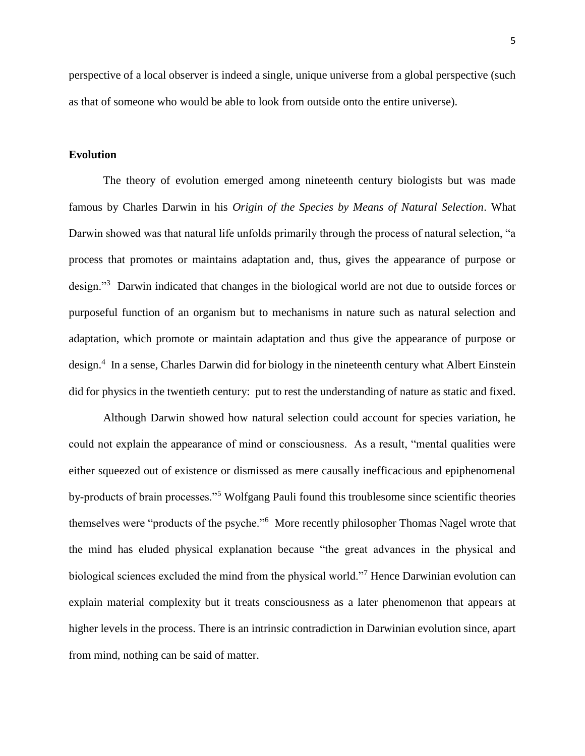perspective of a local observer is indeed a single, unique universe from a global perspective (such as that of someone who would be able to look from outside onto the entire universe).

## Evolution

The theory of evolution emerged among nineteenth century biologists but was made famous by Charles Darwin in his *Origin of the Species by Means of Natural Selection*. What Darwin showed was that natural life unfolds primarily through the process of natural selection, "a process that promotes or maintains adaptation and, thus, gives the appearance of purpose or design."[3] Darwin indicated that changes in the biological world are not due to outside forces or purposeful function of an organism but to mechanisms in nature such as natural selection and adaptation, which promote or maintain adaptation and thus give the appearance of purpose or design.[4] In a sense, Charles Darwin did for biology in the nineteenth century what Albert Einstein did for physics in the twentieth century: put to rest the understanding of nature as static and fixed.

Although Darwin showed how natural selection could account for species variation, he could not explain the appearance of mind or consciousness. As a result, "mental qualities were either squeezed out of existence or dismissed as mere causally inefficacious and epiphenomenal by-products of brain processes."[5] Wolfgang Pauli found this troublesome since scientific theories themselves were "products of the psyche."[6] More recently philosopher Thomas Nagel wrote that the mind has eluded physical explanation because "the great advances in the physical and biological sciences excluded the mind from the physical world."[7] Hence Darwinian evolution can explain material complexity but it treats consciousness as a later phenomenon that appears at higher levels in the process. There is an intrinsic contradiction in Darwinian evolution since, apart from mind, nothing can be said of matter.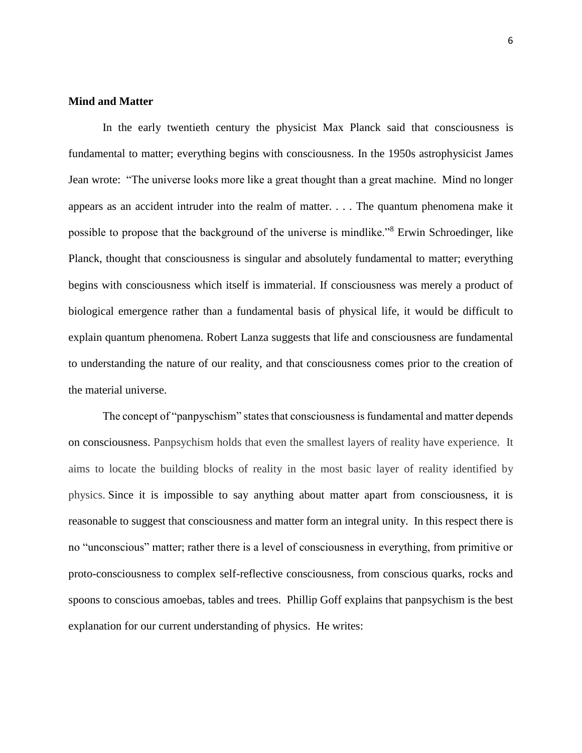## Mind and Matter

In the early twentieth century the physicist Max Planck said that consciousness is fundamental to matter; everything begins with consciousness. In the 1950s astrophysicist James Jean wrote: "The universe looks more like a great thought than a great machine. Mind no longer appears as an accident intruder into the realm of matter. . . . The quantum phenomena make it possible to propose that the background of the universe is mindlike."[8] Erwin Schroedinger, like Planck, thought that consciousness is singular and absolutely fundamental to matter; everything begins with consciousness which itself is immaterial. If consciousness was merely a product of biological emergence rather than a fundamental basis of physical life, it would be difficult to explain quantum phenomena. Robert Lanza suggests that life and consciousness are fundamental to understanding the nature of our reality, and that consciousness comes prior to the creation of the material universe.

The concept of "panpyschism" states that consciousness is fundamental and matter depends on consciousness. Panpsychism holds that even the smallest layers of reality have experience. It aims to locate the building blocks of reality in the most basic layer of reality identified by physics. Since it is impossible to say anything about matter apart from consciousness, it is reasonable to suggest that consciousness and matter form an integral unity. In this respect there is no "unconscious" matter; rather there is a level of consciousness in everything, from primitive or proto-consciousness to complex self-reflective consciousness, from conscious quarks, rocks and spoons to conscious amoebas, tables and trees. Phillip Goff explains that panpsychism is the best explanation for our current understanding of physics. He writes: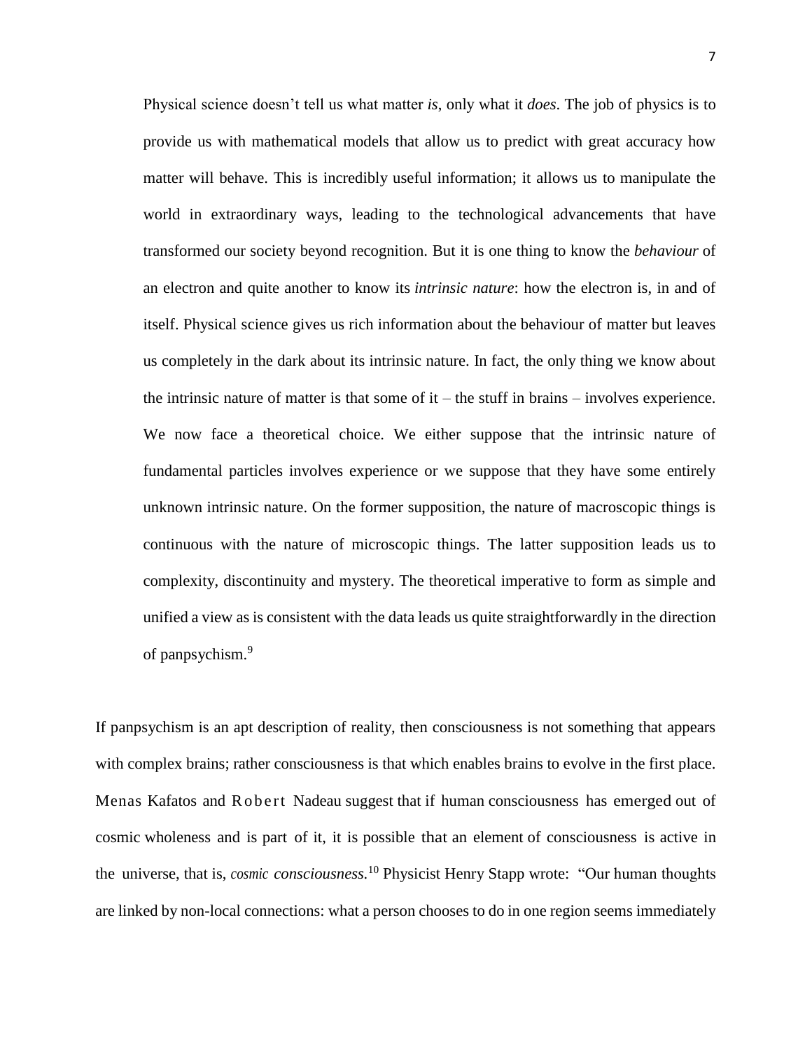> Physical science doesn't tell us what matter *is*, only what it *does*. The job of physics is to provide us with mathematical models that allow us to predict with great accuracy how matter will behave. This is incredibly useful information; it allows us to manipulate the world in extraordinary ways, leading to the technological advancements that have transformed our society beyond recognition. But it is one thing to know the *behaviour* of an electron and quite another to know its *intrinsic nature*: how the electron is, in and of itself. Physical science gives us rich information about the behaviour of matter but leaves us completely in the dark about its intrinsic nature. In fact, the only thing we know about the intrinsic nature of matter is that some of it – the stuff in brains – involves experience. We now face a theoretical choice. We either suppose that the intrinsic nature of fundamental particles involves experience or we suppose that they have some entirely unknown intrinsic nature. On the former supposition, the nature of macroscopic things is continuous with the nature of microscopic things. The latter supposition leads us to complexity, discontinuity and mystery. The theoretical imperative to form as simple and unified a view as is consistent with the data leads us quite straightforwardly in the direction of panpsychism.[9]

If panpsychism is an apt description of reality, then consciousness is not something that appears with complex brains; rather consciousness is that which enables brains to evolve in the first place. Menas Kafatos and Robert Nadeau suggest that if human consciousness has emerged out of cosmic wholeness and is part of it, it is possible that an element of consciousness is active in the universe, that is, *cosmic consciousness.*[10] Physicist Henry Stapp wrote: "Our human thoughts are linked by non-local connections: what a person chooses to do in one region seems immediately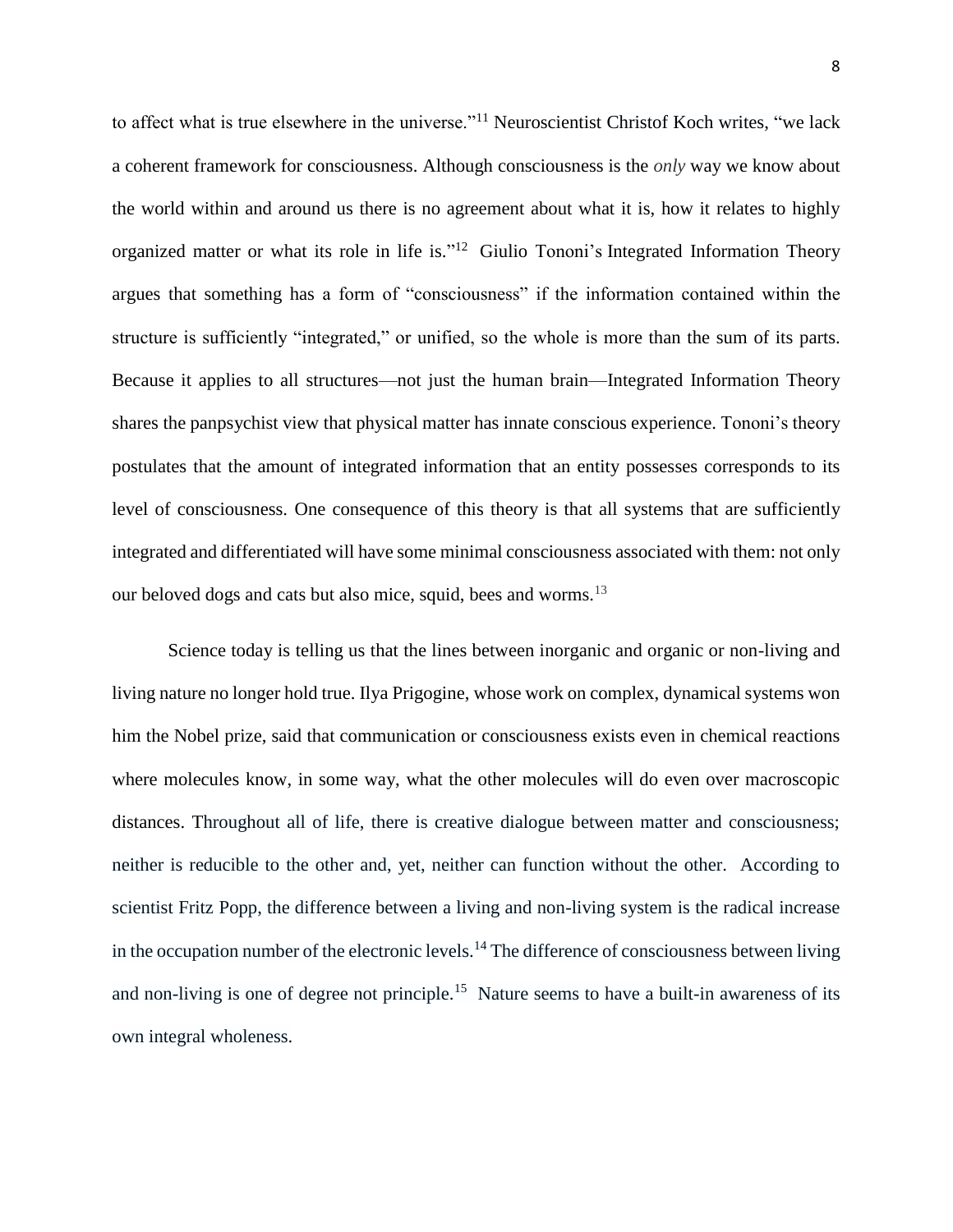to affect what is true elsewhere in the universe."[11] Neuroscientist Christof Koch writes, "we lack a coherent framework for consciousness. Although consciousness is the *only* way we know about the world within and around us there is no agreement about what it is, how it relates to highly organized matter or what its role in life is."[12] Giulio Tononi's Integrated Information Theory argues that something has a form of "consciousness" if the information contained within the structure is sufficiently "integrated," or unified, so the whole is more than the sum of its parts. Because it applies to all structures—not just the human brain—Integrated Information Theory shares the panpsychist view that physical matter has innate conscious experience. Tononi's theory postulates that the amount of integrated information that an entity possesses corresponds to its level of consciousness. One consequence of this theory is that all systems that are sufficiently integrated and differentiated will have some minimal consciousness associated with them: not only our beloved dogs and cats but also mice, squid, bees and worms.[13]

Science today is telling us that the lines between inorganic and organic or non-living and living nature no longer hold true. Ilya Prigogine, whose work on complex, dynamical systems won him the Nobel prize, said that communication or consciousness exists even in chemical reactions where molecules know, in some way, what the other molecules will do even over macroscopic distances. Throughout all of life, there is creative dialogue between matter and consciousness; neither is reducible to the other and, yet, neither can function without the other. According to scientist Fritz Popp, the difference between a living and non-living system is the radical increase in the occupation number of the electronic levels.[14] The difference of consciousness between living and non-living is one of degree not principle.[15] Nature seems to have a built-in awareness of its own integral wholeness.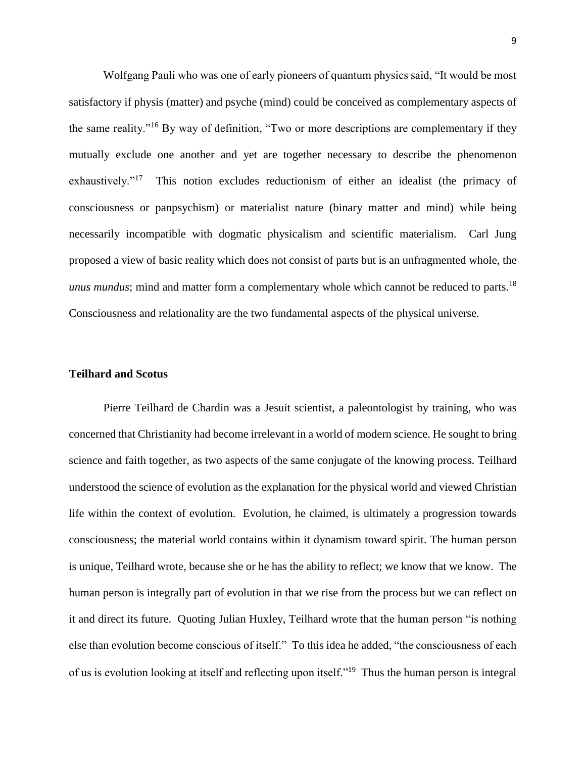Wolfgang Pauli who was one of early pioneers of quantum physics said, "It would be most satisfactory if physis (matter) and psyche (mind) could be conceived as complementary aspects of the same reality."[16] By way of definition, "Two or more descriptions are complementary if they mutually exclude one another and yet are together necessary to describe the phenomenon exhaustively."[17] This notion excludes reductionism of either an idealist (the primacy of consciousness or panpsychism) or materialist nature (binary matter and mind) while being necessarily incompatible with dogmatic physicalism and scientific materialism. Carl Jung proposed a view of basic reality which does not consist of parts but is an unfragmented whole, the *unus mundus*; mind and matter form a complementary whole which cannot be reduced to parts.[18] Consciousness and relationality are the two fundamental aspects of the physical universe.

**Teilhard and Scotus**

Pierre Teilhard de Chardin was a Jesuit scientist, a paleontologist by training, who was concerned that Christianity had become irrelevant in a world of modern science. He sought to bring science and faith together, as two aspects of the same conjugate of the knowing process. Teilhard understood the science of evolution as the explanation for the physical world and viewed Christian life within the context of evolution. Evolution, he claimed, is ultimately a progression towards consciousness; the material world contains within it dynamism toward spirit. The human person is unique, Teilhard wrote, because she or he has the ability to reflect; we know that we know. The human person is integrally part of evolution in that we rise from the process but we can reflect on it and direct its future. Quoting Julian Huxley, Teilhard wrote that the human person "is nothing else than evolution become conscious of itself." To this idea he added, "the consciousness of each of us is evolution looking at itself and reflecting upon itself."[19] Thus the human person is integral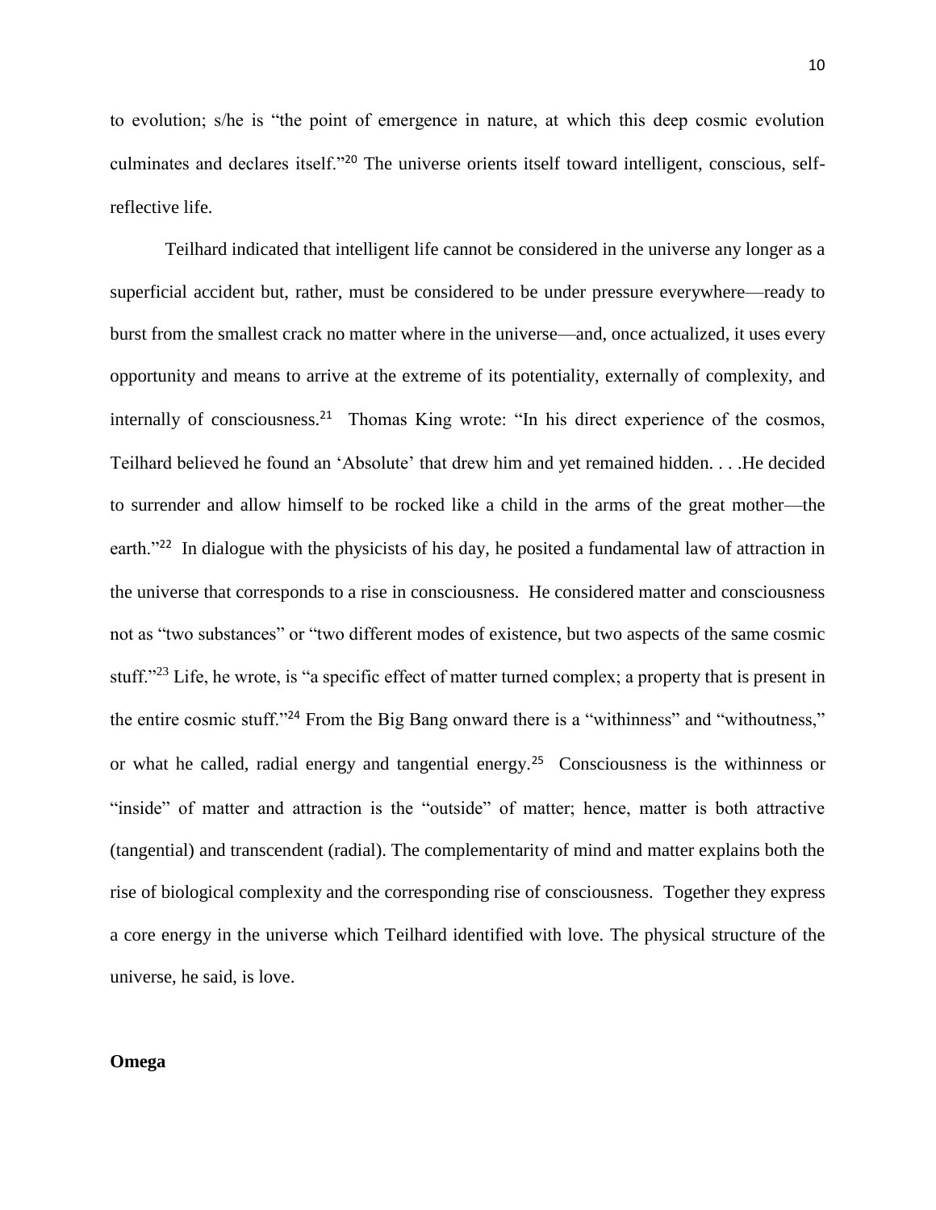to evolution; s/he is “the point of emergence in nature, at which this deep cosmic evolution culminates and declares itself.”[20] The universe orients itself toward intelligent, conscious, self-reflective life.

Teilhard indicated that intelligent life cannot be considered in the universe any longer as a superficial accident but, rather, must be considered to be under pressure everywhere—ready to burst from the smallest crack no matter where in the universe—and, once actualized, it uses every opportunity and means to arrive at the extreme of its potentiality, externally of complexity, and internally of consciousness.[21] Thomas King wrote: “In his direct experience of the cosmos, Teilhard believed he found an ‘Absolute’ that drew him and yet remained hidden. . . .He decided to surrender and allow himself to be rocked like a child in the arms of the great mother—the earth.”[22] In dialogue with the physicists of his day, he posited a fundamental law of attraction in the universe that corresponds to a rise in consciousness. He considered matter and consciousness not as “two substances” or “two different modes of existence, but two aspects of the same cosmic stuff.”[23] Life, he wrote, is “a specific effect of matter turned complex; a property that is present in the entire cosmic stuff.”[24] From the Big Bang onward there is a “withinness” and “withoutness,” or what he called, radial energy and tangential energy.[25] Consciousness is the withinness or “inside” of matter and attraction is the “outside” of matter; hence, matter is both attractive (tangential) and transcendent (radial). The complementarity of mind and matter explains both the rise of biological complexity and the corresponding rise of consciousness. Together they express a core energy in the universe which Teilhard identified with love. The physical structure of the universe, he said, is love.

**Omega**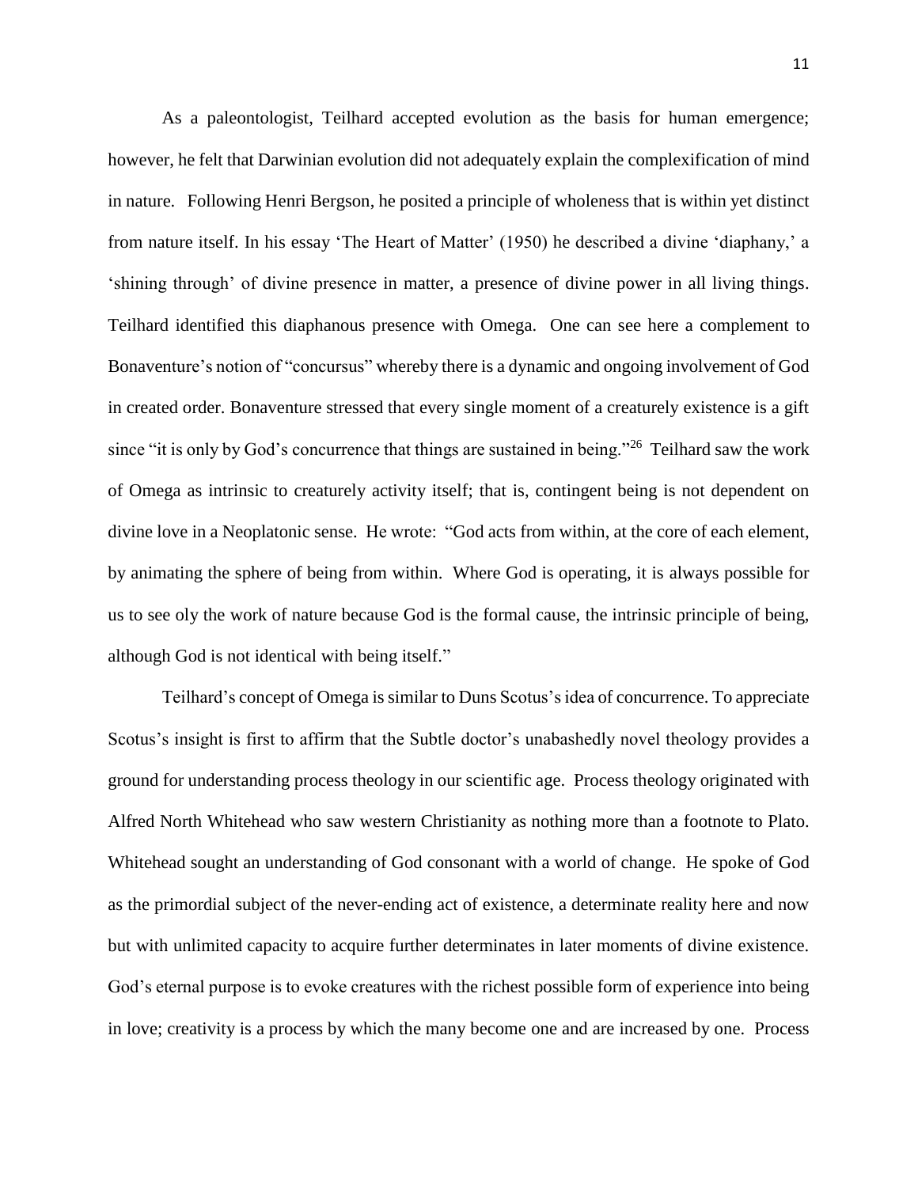As a paleontologist, Teilhard accepted evolution as the basis for human emergence; however, he felt that Darwinian evolution did not adequately explain the complexification of mind in nature. Following Henri Bergson, he posited a principle of wholeness that is within yet distinct from nature itself. In his essay 'The Heart of Matter' (1950) he described a divine 'diaphany,' a 'shining through' of divine presence in matter, a presence of divine power in all living things. Teilhard identified this diaphanous presence with Omega. One can see here a complement to Bonaventure's notion of "concursus" whereby there is a dynamic and ongoing involvement of God in created order. Bonaventure stressed that every single moment of a creaturely existence is a gift since "it is only by God's concurrence that things are sustained in being."[26] Teilhard saw the work of Omega as intrinsic to creaturely activity itself; that is, contingent being is not dependent on divine love in a Neoplatonic sense. He wrote: "God acts from within, at the core of each element, by animating the sphere of being from within. Where God is operating, it is always possible for us to see oly the work of nature because God is the formal cause, the intrinsic principle of being, although God is not identical with being itself."

Teilhard's concept of Omega is similar to Duns Scotus's idea of concurrence. To appreciate Scotus's insight is first to affirm that the Subtle doctor's unabashedly novel theology provides a ground for understanding process theology in our scientific age. Process theology originated with Alfred North Whitehead who saw western Christianity as nothing more than a footnote to Plato. Whitehead sought an understanding of God consonant with a world of change. He spoke of God as the primordial subject of the never-ending act of existence, a determinate reality here and now but with unlimited capacity to acquire further determinates in later moments of divine existence. God's eternal purpose is to evoke creatures with the richest possible form of experience into being in love; creativity is a process by which the many become one and are increased by one. Process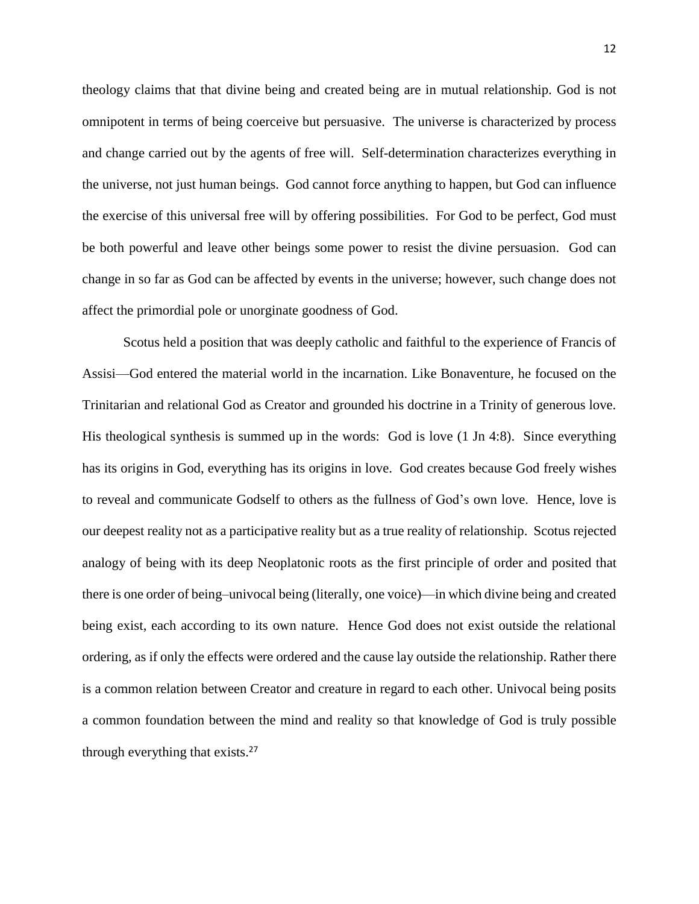theology claims that that divine being and created being are in mutual relationship. God is not omnipotent in terms of being coerceive but persuasive. The universe is characterized by process and change carried out by the agents of free will. Self-determination characterizes everything in the universe, not just human beings. God cannot force anything to happen, but God can influence the exercise of this universal free will by offering possibilities. For God to be perfect, God must be both powerful and leave other beings some power to resist the divine persuasion. God can change in so far as God can be affected by events in the universe; however, such change does not affect the primordial pole or unorginate goodness of God.

Scotus held a position that was deeply catholic and faithful to the experience of Francis of Assisi—God entered the material world in the incarnation. Like Bonaventure, he focused on the Trinitarian and relational God as Creator and grounded his doctrine in a Trinity of generous love. His theological synthesis is summed up in the words: God is love (1 Jn 4:8). Since everything has its origins in God, everything has its origins in love. God creates because God freely wishes to reveal and communicate Godself to others as the fullness of God's own love. Hence, love is our deepest reality not as a participative reality but as a true reality of relationship. Scotus rejected analogy of being with its deep Neoplatonic roots as the first principle of order and posited that there is one order of being–univocal being (literally, one voice)—in which divine being and created being exist, each according to its own nature. Hence God does not exist outside the relational ordering, as if only the effects were ordered and the cause lay outside the relationship. Rather there is a common relation between Creator and creature in regard to each other. Univocal being posits a common foundation between the mind and reality so that knowledge of God is truly possible through everything that exists.[27]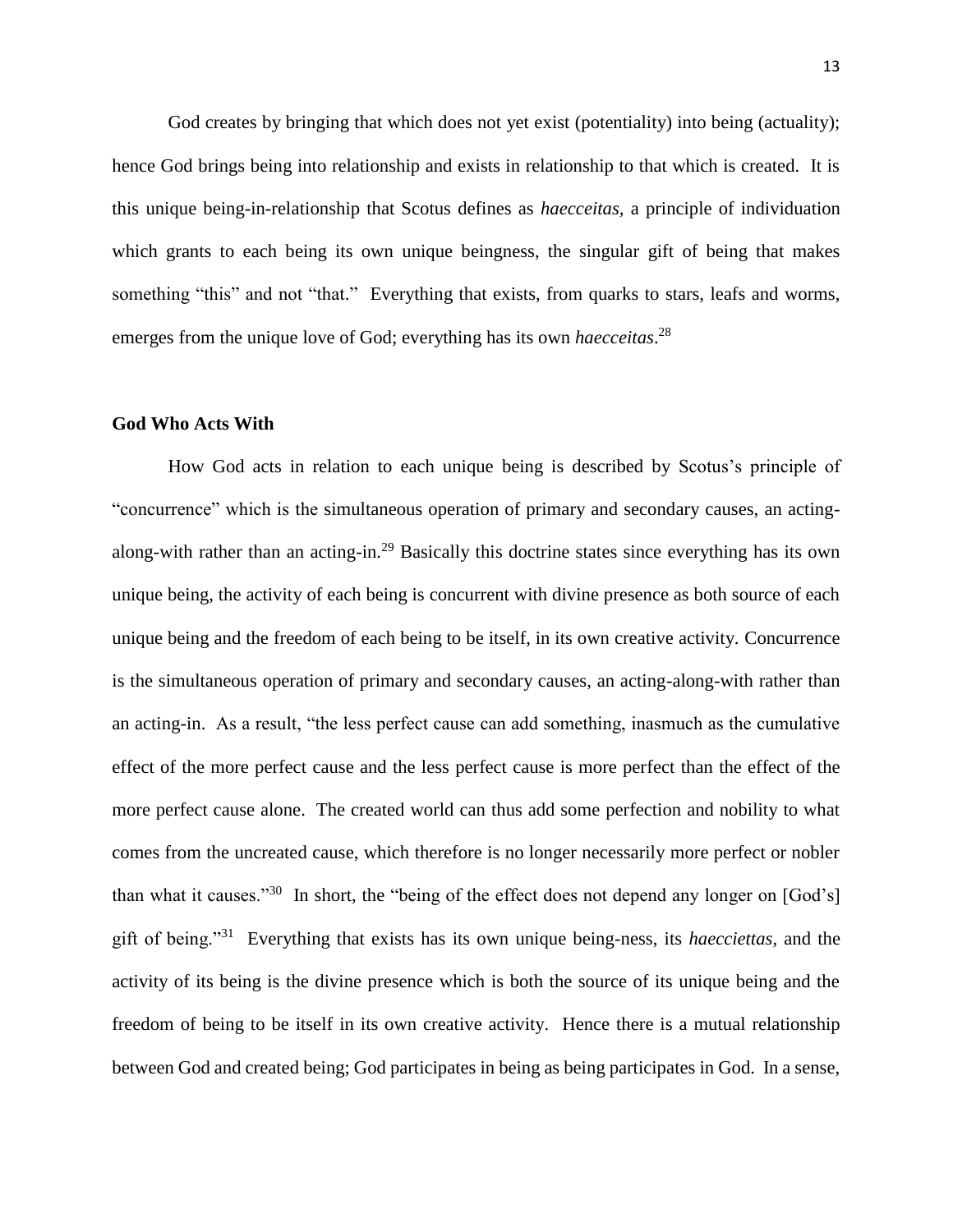God creates by bringing that which does not yet exist (potentiality) into being (actuality); hence God brings being into relationship and exists in relationship to that which is created. It is this unique being-in-relationship that Scotus defines as *haecceitas*, a principle of individuation which grants to each being its own unique beingness, the singular gift of being that makes something "this" and not "that." Everything that exists, from quarks to stars, leafs and worms, emerges from the unique love of God; everything has its own *haecceitas*.[28]

## God Who Acts With

How God acts in relation to each unique being is described by Scotus's principle of "concurrence" which is the simultaneous operation of primary and secondary causes, an acting-along-with rather than an acting-in.[29] Basically this doctrine states since everything has its own unique being, the activity of each being is concurrent with divine presence as both source of each unique being and the freedom of each being to be itself, in its own creative activity. Concurrence is the simultaneous operation of primary and secondary causes, an acting-along-with rather than an acting-in. As a result, "the less perfect cause can add something, inasmuch as the cumulative effect of the more perfect cause and the less perfect cause is more perfect than the effect of the more perfect cause alone. The created world can thus add some perfection and nobility to what comes from the uncreated cause, which therefore is no longer necessarily more perfect or nobler than what it causes."[30] In short, the "being of the effect does not depend any longer on [God's] gift of being."[31] Everything that exists has its own unique being-ness, its *haecciettas*, and the activity of its being is the divine presence which is both the source of its unique being and the freedom of being to be itself in its own creative activity. Hence there is a mutual relationship between God and created being; God participates in being as being participates in God. In a sense,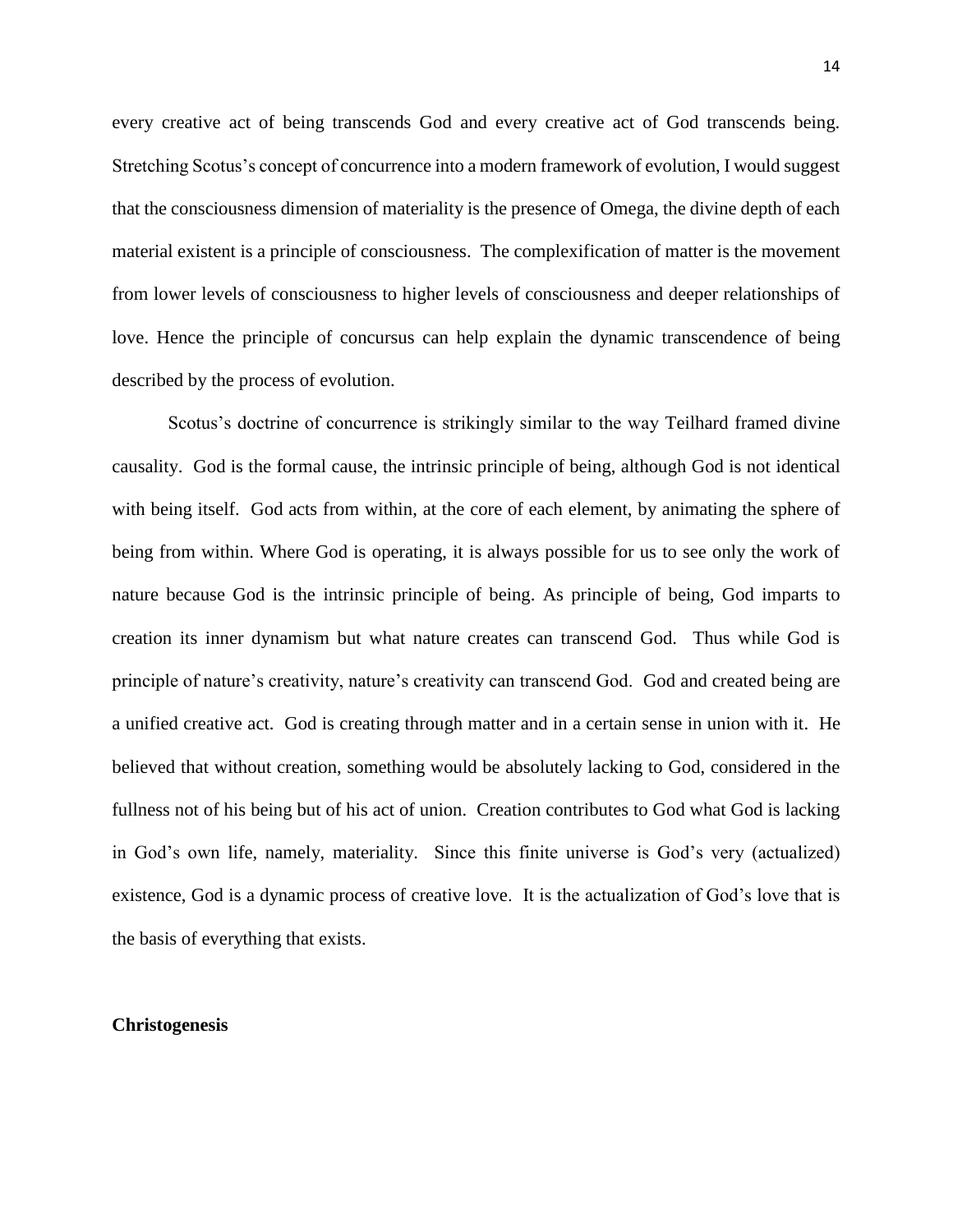every creative act of being transcends God and every creative act of God transcends being. Stretching Scotus's concept of concurrence into a modern framework of evolution, I would suggest that the consciousness dimension of materiality is the presence of Omega, the divine depth of each material existent is a principle of consciousness. The complexification of matter is the movement from lower levels of consciousness to higher levels of consciousness and deeper relationships of love. Hence the principle of concursus can help explain the dynamic transcendence of being described by the process of evolution.

Scotus's doctrine of concurrence is strikingly similar to the way Teilhard framed divine causality. God is the formal cause, the intrinsic principle of being, although God is not identical with being itself. God acts from within, at the core of each element, by animating the sphere of being from within. Where God is operating, it is always possible for us to see only the work of nature because God is the intrinsic principle of being. As principle of being, God imparts to creation its inner dynamism but what nature creates can transcend God. Thus while God is principle of nature's creativity, nature's creativity can transcend God. God and created being are a unified creative act. God is creating through matter and in a certain sense in union with it. He believed that without creation, something would be absolutely lacking to God, considered in the fullness not of his being but of his act of union. Creation contributes to God what God is lacking in God's own life, namely, materiality. Since this finite universe is God's very (actualized) existence, God is a dynamic process of creative love. It is the actualization of God's love that is the basis of everything that exists.

**Christogenesis**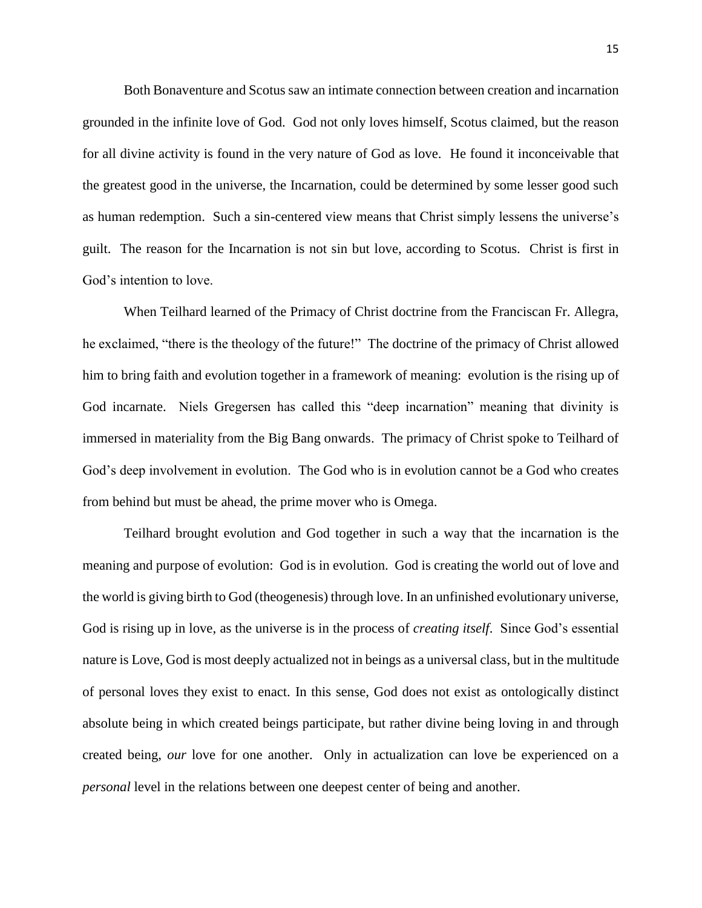Both Bonaventure and Scotus saw an intimate connection between creation and incarnation grounded in the infinite love of God. God not only loves himself, Scotus claimed, but the reason for all divine activity is found in the very nature of God as love. He found it inconceivable that the greatest good in the universe, the Incarnation, could be determined by some lesser good such as human redemption. Such a sin-centered view means that Christ simply lessens the universe's guilt. The reason for the Incarnation is not sin but love, according to Scotus. Christ is first in God's intention to love.

When Teilhard learned of the Primacy of Christ doctrine from the Franciscan Fr. Allegra, he exclaimed, "there is the theology of the future!" The doctrine of the primacy of Christ allowed him to bring faith and evolution together in a framework of meaning: evolution is the rising up of God incarnate. Niels Gregersen has called this "deep incarnation" meaning that divinity is immersed in materiality from the Big Bang onwards. The primacy of Christ spoke to Teilhard of God's deep involvement in evolution. The God who is in evolution cannot be a God who creates from behind but must be ahead, the prime mover who is Omega.

Teilhard brought evolution and God together in such a way that the incarnation is the meaning and purpose of evolution: God is in evolution. God is creating the world out of love and the world is giving birth to God (theogenesis) through love. In an unfinished evolutionary universe, God is rising up in love, as the universe is in the process of *creating itself*. Since God's essential nature is Love, God is most deeply actualized not in beings as a universal class, but in the multitude of personal loves they exist to enact. In this sense, God does not exist as ontologically distinct absolute being in which created beings participate, but rather divine being loving in and through created being, *our* love for one another. Only in actualization can love be experienced on a *personal* level in the relations between one deepest center of being and another.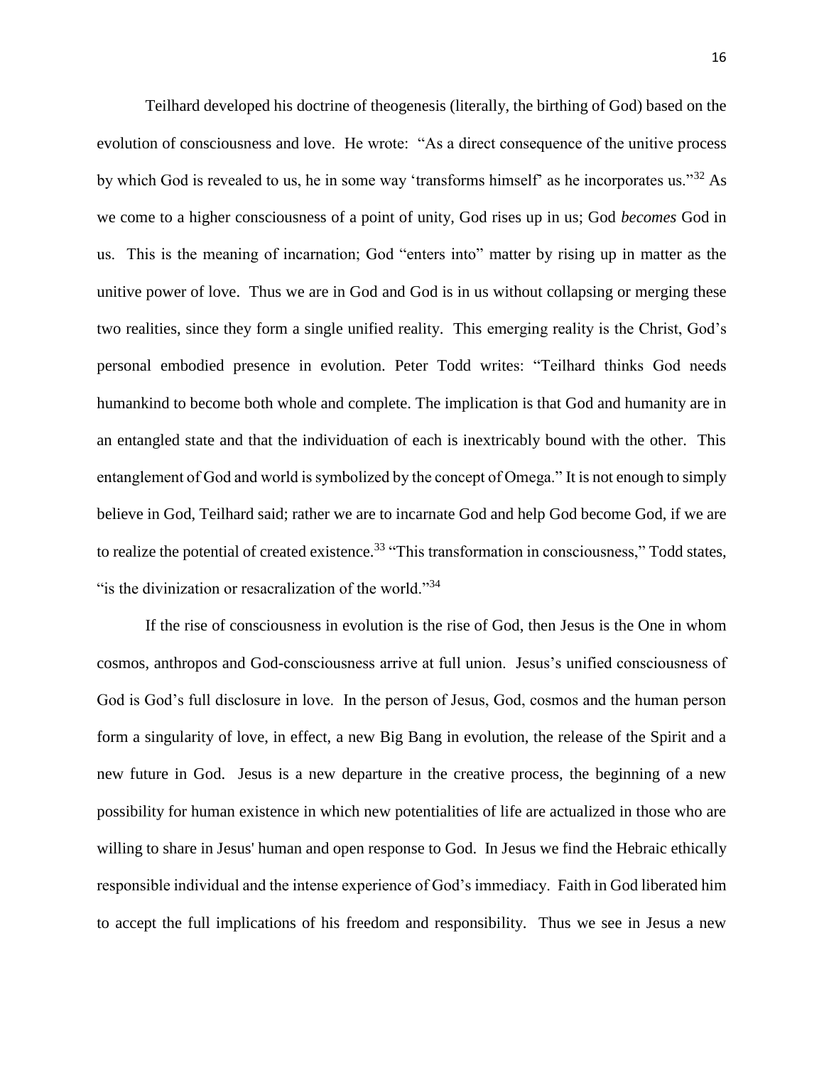Teilhard developed his doctrine of theogenesis (literally, the birthing of God) based on the evolution of consciousness and love. He wrote: "As a direct consequence of the unitive process by which God is revealed to us, he in some way 'transforms himself' as he incorporates us."[32] As we come to a higher consciousness of a point of unity, God rises up in us; God *becomes* God in us. This is the meaning of incarnation; God "enters into" matter by rising up in matter as the unitive power of love. Thus we are in God and God is in us without collapsing or merging these two realities, since they form a single unified reality. This emerging reality is the Christ, God's personal embodied presence in evolution. Peter Todd writes: "Teilhard thinks God needs humankind to become both whole and complete. The implication is that God and humanity are in an entangled state and that the individuation of each is inextricably bound with the other. This entanglement of God and world is symbolized by the concept of Omega." It is not enough to simply believe in God, Teilhard said; rather we are to incarnate God and help God become God, if we are to realize the potential of created existence.[33] "This transformation in consciousness," Todd states, "is the divinization or resacralization of the world."[34]

If the rise of consciousness in evolution is the rise of God, then Jesus is the One in whom cosmos, anthropos and God-consciousness arrive at full union. Jesus's unified consciousness of God is God's full disclosure in love. In the person of Jesus, God, cosmos and the human person form a singularity of love, in effect, a new Big Bang in evolution, the release of the Spirit and a new future in God. Jesus is a new departure in the creative process, the beginning of a new possibility for human existence in which new potentialities of life are actualized in those who are willing to share in Jesus' human and open response to God. In Jesus we find the Hebraic ethically responsible individual and the intense experience of God's immediacy. Faith in God liberated him to accept the full implications of his freedom and responsibility. Thus we see in Jesus a new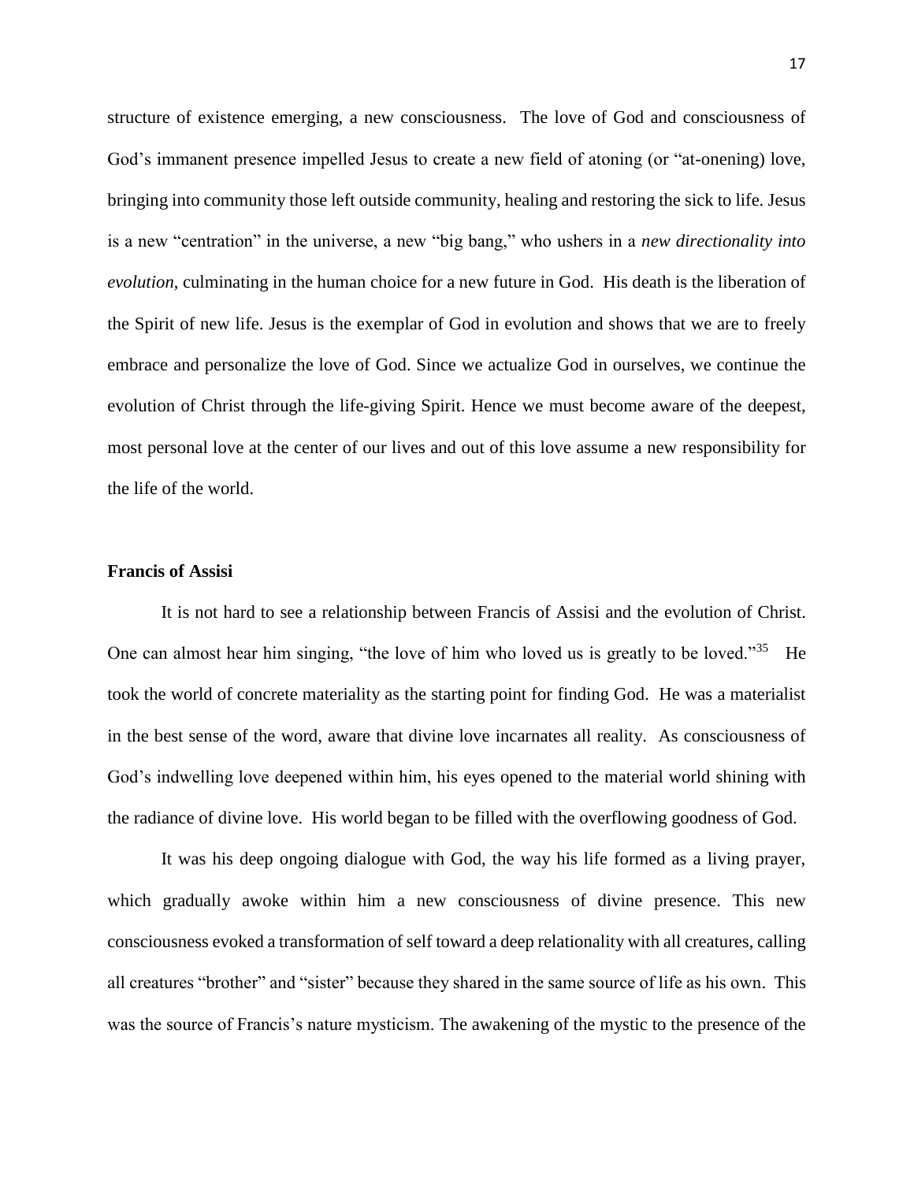structure of existence emerging, a new consciousness. The love of God and consciousness of God's immanent presence impelled Jesus to create a new field of atoning (or "at-onening) love, bringing into community those left outside community, healing and restoring the sick to life. Jesus is a new "centration" in the universe, a new "big bang," who ushers in a *new directionality into evolution*, culminating in the human choice for a new future in God. His death is the liberation of the Spirit of new life. Jesus is the exemplar of God in evolution and shows that we are to freely embrace and personalize the love of God. Since we actualize God in ourselves, we continue the evolution of Christ through the life-giving Spirit. Hence we must become aware of the deepest, most personal love at the center of our lives and out of this love assume a new responsibility for the life of the world.

## Francis of Assisi

It is not hard to see a relationship between Francis of Assisi and the evolution of Christ. One can almost hear him singing, "the love of him who loved us is greatly to be loved."[35] He took the world of concrete materiality as the starting point for finding God. He was a materialist in the best sense of the word, aware that divine love incarnates all reality. As consciousness of God's indwelling love deepened within him, his eyes opened to the material world shining with the radiance of divine love. His world began to be filled with the overflowing goodness of God.

It was his deep ongoing dialogue with God, the way his life formed as a living prayer, which gradually awoke within him a new consciousness of divine presence. This new consciousness evoked a transformation of self toward a deep relationality with all creatures, calling all creatures "brother" and "sister" because they shared in the same source of life as his own. This was the source of Francis's nature mysticism. The awakening of the mystic to the presence of the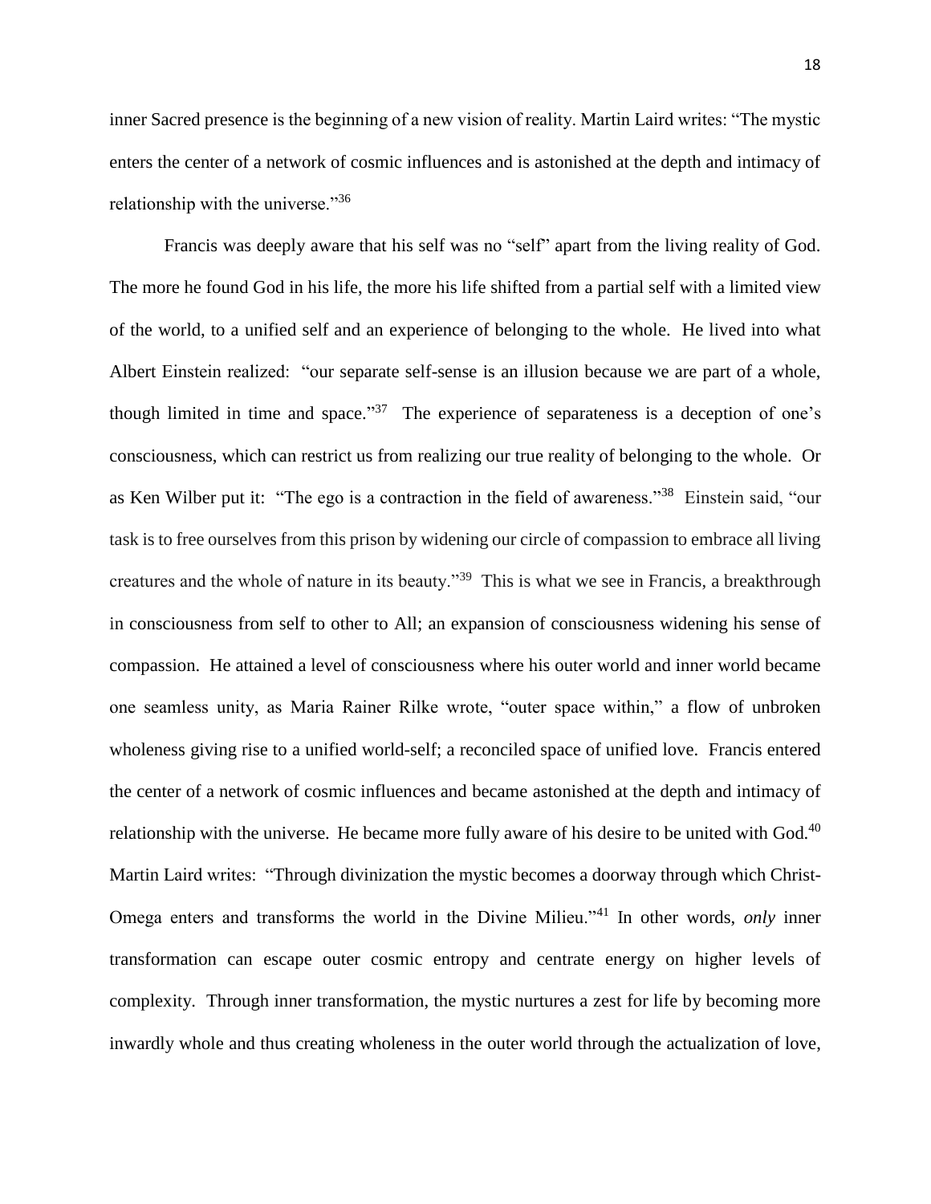inner Sacred presence is the beginning of a new vision of reality. Martin Laird writes: "The mystic enters the center of a network of cosmic influences and is astonished at the depth and intimacy of relationship with the universe."[36]

Francis was deeply aware that his self was no "self" apart from the living reality of God. The more he found God in his life, the more his life shifted from a partial self with a limited view of the world, to a unified self and an experience of belonging to the whole. He lived into what Albert Einstein realized: "our separate self-sense is an illusion because we are part of a whole, though limited in time and space."[37] The experience of separateness is a deception of one's consciousness, which can restrict us from realizing our true reality of belonging to the whole. Or as Ken Wilber put it: "The ego is a contraction in the field of awareness."[38] Einstein said, "our task is to free ourselves from this prison by widening our circle of compassion to embrace all living creatures and the whole of nature in its beauty."[39] This is what we see in Francis, a breakthrough in consciousness from self to other to All; an expansion of consciousness widening his sense of compassion. He attained a level of consciousness where his outer world and inner world became one seamless unity, as Maria Rainer Rilke wrote, "outer space within," a flow of unbroken wholeness giving rise to a unified world-self; a reconciled space of unified love. Francis entered the center of a network of cosmic influences and became astonished at the depth and intimacy of relationship with the universe. He became more fully aware of his desire to be united with God.[40] Martin Laird writes: "Through divinization the mystic becomes a doorway through which Christ-Omega enters and transforms the world in the Divine Milieu."[41] In other words, *only* inner transformation can escape outer cosmic entropy and centrate energy on higher levels of complexity. Through inner transformation, the mystic nurtures a zest for life by becoming more inwardly whole and thus creating wholeness in the outer world through the actualization of love,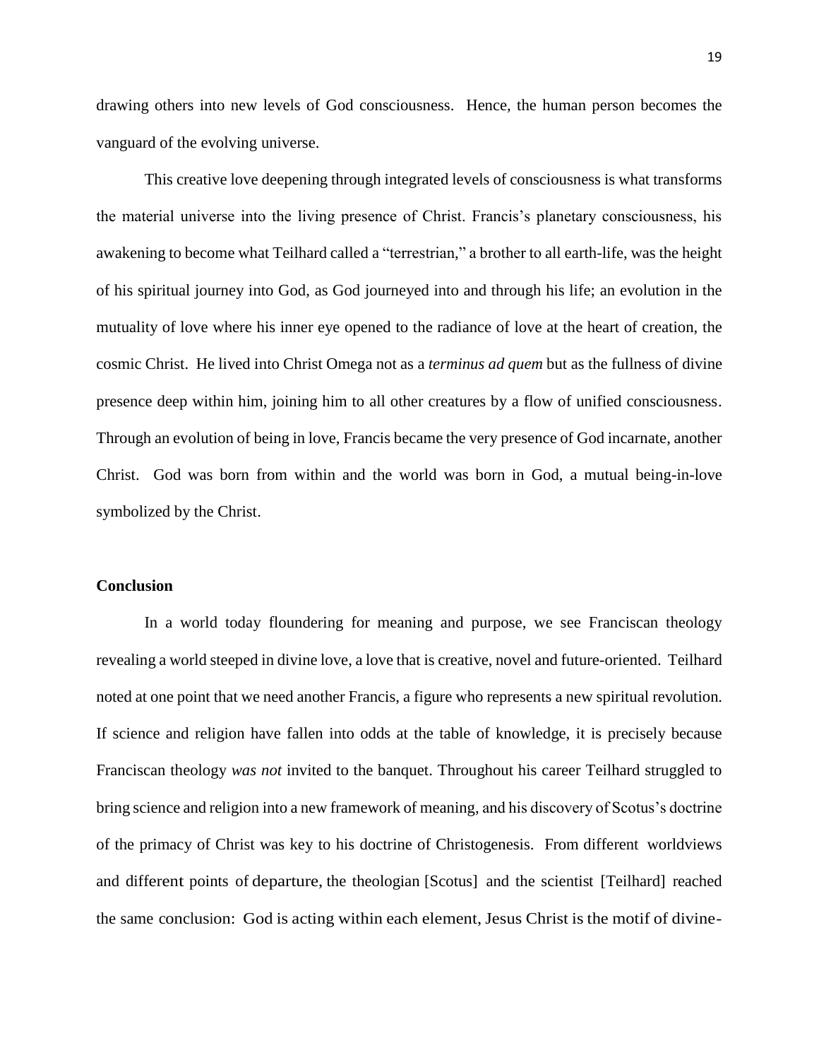drawing others into new levels of God consciousness. Hence, the human person becomes the vanguard of the evolving universe.

This creative love deepening through integrated levels of consciousness is what transforms the material universe into the living presence of Christ. Francis's planetary consciousness, his awakening to become what Teilhard called a "terrestrian," a brother to all earth-life, was the height of his spiritual journey into God, as God journeyed into and through his life; an evolution in the mutuality of love where his inner eye opened to the radiance of love at the heart of creation, the cosmic Christ. He lived into Christ Omega not as a *terminus ad quem* but as the fullness of divine presence deep within him, joining him to all other creatures by a flow of unified consciousness. Through an evolution of being in love, Francis became the very presence of God incarnate, another Christ. God was born from within and the world was born in God, a mutual being-in-love symbolized by the Christ.

## Conclusion

In a world today floundering for meaning and purpose, we see Franciscan theology revealing a world steeped in divine love, a love that is creative, novel and future-oriented. Teilhard noted at one point that we need another Francis, a figure who represents a new spiritual revolution. If science and religion have fallen into odds at the table of knowledge, it is precisely because Franciscan theology *was not* invited to the banquet. Throughout his career Teilhard struggled to bring science and religion into a new framework of meaning, and his discovery of Scotus's doctrine of the primacy of Christ was key to his doctrine of Christogenesis. From different worldviews and different points of departure, the theologian [Scotus] and the scientist [Teilhard] reached the same conclusion: God is acting within each element, Jesus Christ is the motif of divine-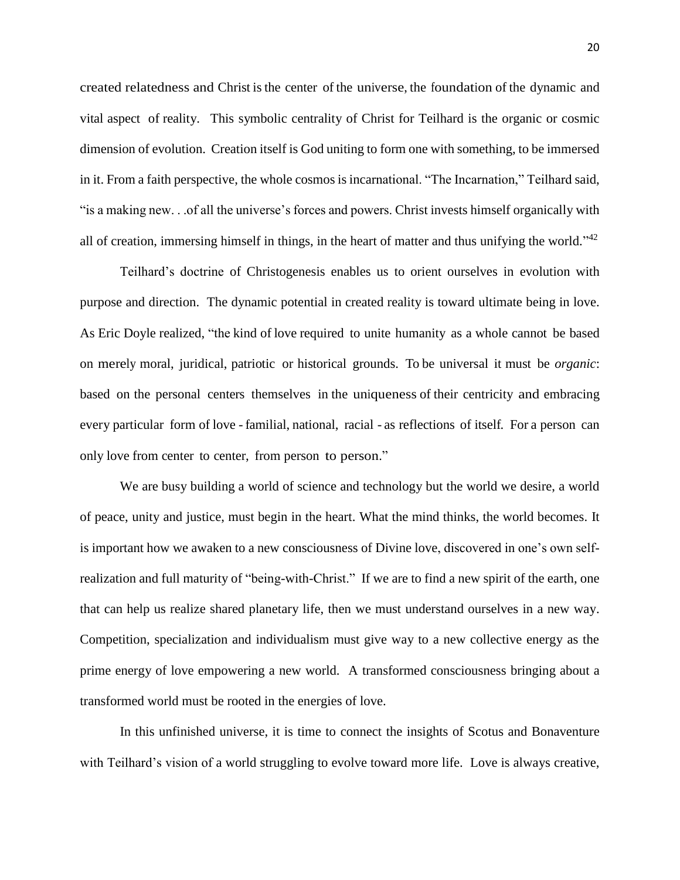created relatedness and Christ is the center of the universe, the foundation of the dynamic and vital aspect of reality. This symbolic centrality of Christ for Teilhard is the organic or cosmic dimension of evolution. Creation itself is God uniting to form one with something, to be immersed in it. From a faith perspective, the whole cosmos is incarnational. "The Incarnation," Teilhard said, "is a making new. . .of all the universe's forces and powers. Christ invests himself organically with all of creation, immersing himself in things, in the heart of matter and thus unifying the world."[42]

Teilhard's doctrine of Christogenesis enables us to orient ourselves in evolution with purpose and direction. The dynamic potential in created reality is toward ultimate being in love. As Eric Doyle realized, "the kind of love required to unite humanity as a whole cannot be based on merely moral, juridical, patriotic or historical grounds. To be universal it must be *organic*: based on the personal centers themselves in the uniqueness of their centricity and embracing every particular form of love - familial, national, racial - as reflections of itself. For a person can only love from center to center, from person to person."

We are busy building a world of science and technology but the world we desire, a world of peace, unity and justice, must begin in the heart. What the mind thinks, the world becomes. It is important how we awaken to a new consciousness of Divine love, discovered in one's own self-realization and full maturity of "being-with-Christ." If we are to find a new spirit of the earth, one that can help us realize shared planetary life, then we must understand ourselves in a new way. Competition, specialization and individualism must give way to a new collective energy as the prime energy of love empowering a new world. A transformed consciousness bringing about a transformed world must be rooted in the energies of love.

In this unfinished universe, it is time to connect the insights of Scotus and Bonaventure with Teilhard's vision of a world struggling to evolve toward more life. Love is always creative,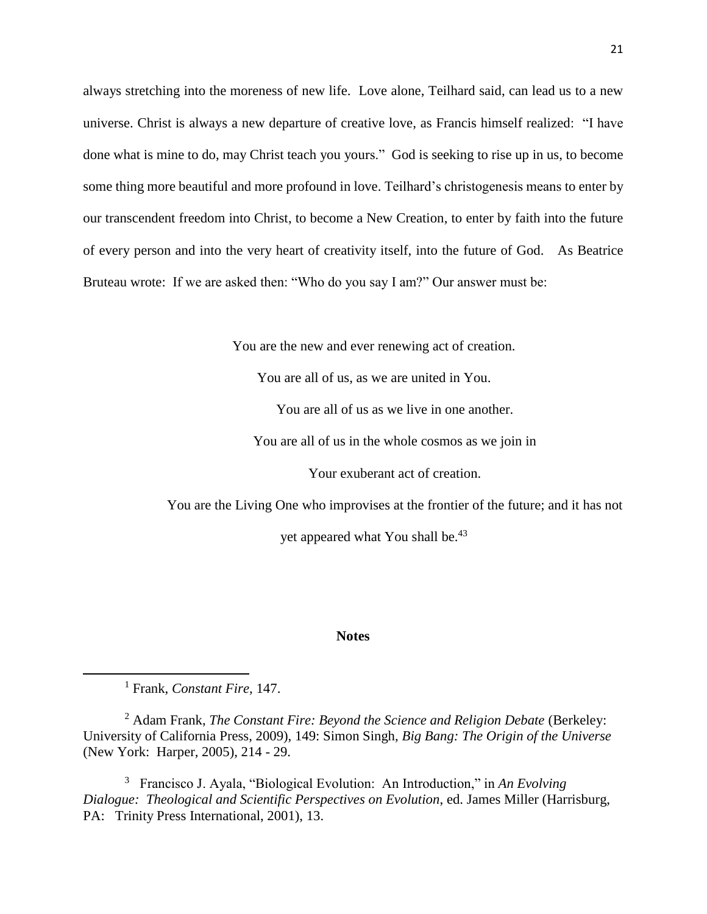always stretching into the moreness of new life. Love alone, Teilhard said, can lead us to a new universe. Christ is always a new departure of creative love, as Francis himself realized: "I have done what is mine to do, may Christ teach you yours." God is seeking to rise up in us, to become some thing more beautiful and more profound in love. Teilhard's christogenesis means to enter by our transcendent freedom into Christ, to become a New Creation, to enter by faith into the future of every person and into the very heart of creativity itself, into the future of God. As Beatrice Bruteau wrote: If we are asked then: "Who do you say I am?" Our answer must be:

> You are the new and ever renewing act of creation.
>
> You are all of us, as we are united in You.
>
> You are all of us as we live in one another.
>
> You are all of us in the whole cosmos as we join in
>
> Your exuberant act of creation.
>
> You are the Living One who improvises at the frontier of the future; and it has not yet appeared what You shall be.[43]

**Notes**

[1] Frank, *Constant Fire*, 147.

[2] Adam Frank, *The Constant Fire: Beyond the Science and Religion Debate* (Berkeley: University of California Press, 2009), 149: Simon Singh, *Big Bang: The Origin of the Universe* (New York: Harper, 2005), 214 - 29.

[3] Francisco J. Ayala, "Biological Evolution: An Introduction," in *An Evolving Dialogue: Theological and Scientific Perspectives on Evolution*, ed. James Miller (Harrisburg, PA: Trinity Press International, 2001), 13.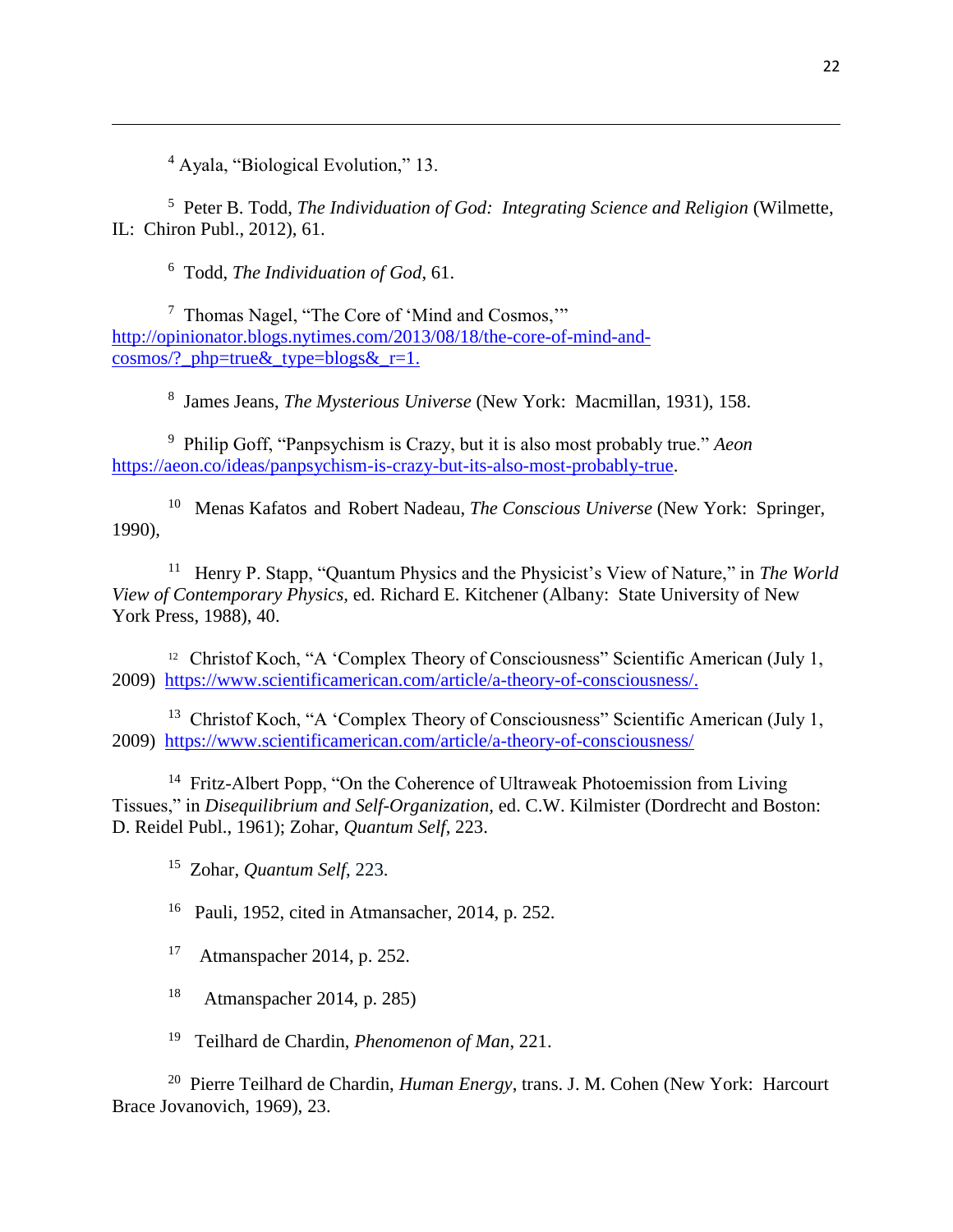[4] Ayala, "Biological Evolution," 13.

[5] Peter B. Todd, *The Individuation of God: Integrating Science and Religion* (Wilmette, IL: Chiron Publ., 2012), 61.

[6] Todd, *The Individuation of God*, 61.

[7] Thomas Nagel, "The Core of 'Mind and Cosmos,'" http://opinionator.blogs.nytimes.com/2013/08/18/the-core-of-mind-and-cosmos/?_php=true&_type=blogs&_r=1.

[8] James Jeans, *The Mysterious Universe* (New York: Macmillan, 1931), 158.

[9] Philip Goff, "Panpsychism is Crazy, but it is also most probably true." *Aeon* https://aeon.co/ideas/panpsychism-is-crazy-but-its-also-most-probably-true.

[10] Menas Kafatos and Robert Nadeau, *The Conscious Universe* (New York: Springer, 1990),

[11] Henry P. Stapp, "Quantum Physics and the Physicist's View of Nature," in *The World View of Contemporary Physics,* ed. Richard E. Kitchener (Albany: State University of New York Press, 1988), 40.

[12] Christof Koch, "A 'Complex Theory of Consciousness" Scientific American (July 1, 2009) https://www.scientificamerican.com/article/a-theory-of-consciousness/.

[13] Christof Koch, "A 'Complex Theory of Consciousness" Scientific American (July 1, 2009) https://www.scientificamerican.com/article/a-theory-of-consciousness/

[14] Fritz-Albert Popp, "On the Coherence of Ultraweak Photoemission from Living Tissues," in *Disequilibrium and Self-Organization,* ed. C.W. Kilmister (Dordrecht and Boston: D. Reidel Publ., 1961); Zohar, *Quantum Self*, 223.

[15] Zohar, *Quantum Self*, 223.

[16] Pauli, 1952, cited in Atmansacher, 2014, p. 252.

[17] Atmanspacher 2014, p. 252.

[18] Atmanspacher 2014, p. 285)

[19] Teilhard de Chardin, *Phenomenon of Man*, 221.

[20] Pierre Teilhard de Chardin, *Human Energy*, trans. J. M. Cohen (New York: Harcourt Brace Jovanovich, 1969), 23.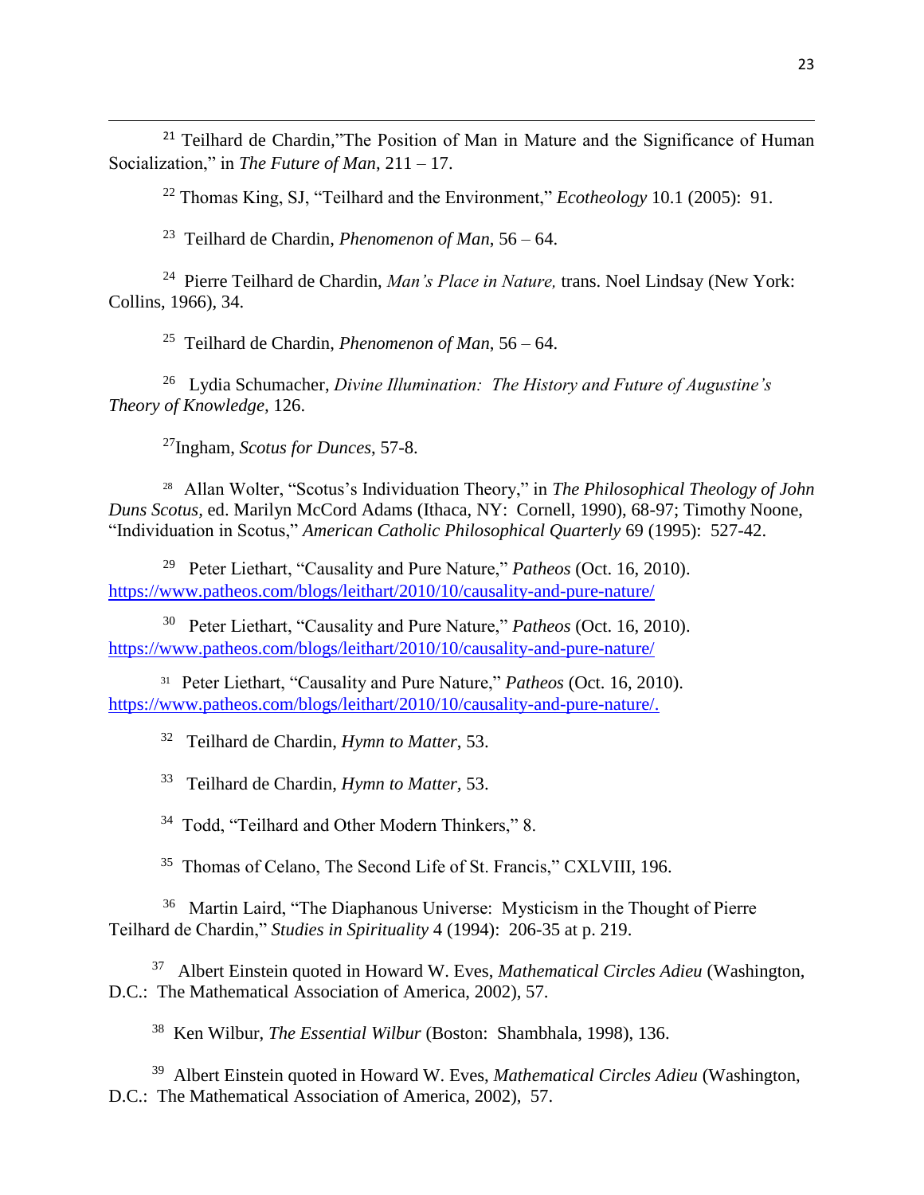[21] Teilhard de Chardin,"The Position of Man in Mature and the Significance of Human Socialization," in *The Future of Man*, 211 – 17.

[22] Thomas King, SJ, "Teilhard and the Environment," *Ecotheology* 10.1 (2005): 91.

[23] Teilhard de Chardin, *Phenomenon of Man*, 56 – 64.

[24] Pierre Teilhard de Chardin, *Man's Place in Nature,* trans. Noel Lindsay (New York: Collins, 1966), 34.

[25] Teilhard de Chardin, *Phenomenon of Man*, 56 – 64.

[26] Lydia Schumacher, *Divine Illumination: The History and Future of Augustine's Theory of Knowledge*, 126.

[27] Ingham, *Scotus for Dunces*, 57-8.

[28] Allan Wolter, "Scotus's Individuation Theory," in *The Philosophical Theology of John Duns Scotus,* ed. Marilyn McCord Adams (Ithaca, NY: Cornell, 1990), 68-97; Timothy Noone, "Individuation in Scotus," *American Catholic Philosophical Quarterly* 69 (1995): 527-42.

[29] Peter Liethart, "Causality and Pure Nature," *Patheos* (Oct. 16, 2010). https://www.patheos.com/blogs/leithart/2010/10/causality-and-pure-nature/

[30] Peter Liethart, "Causality and Pure Nature," *Patheos* (Oct. 16, 2010). https://www.patheos.com/blogs/leithart/2010/10/causality-and-pure-nature/

[31] Peter Liethart, "Causality and Pure Nature," *Patheos* (Oct. 16, 2010). https://www.patheos.com/blogs/leithart/2010/10/causality-and-pure-nature/.

[32] Teilhard de Chardin, *Hymn to Matter*, 53.

[33] Teilhard de Chardin, *Hymn to Matter*, 53.

[34] Todd, "Teilhard and Other Modern Thinkers," 8.

[35] Thomas of Celano, The Second Life of St. Francis," CXLVIII, 196.

[36] Martin Laird, "The Diaphanous Universe: Mysticism in the Thought of Pierre Teilhard de Chardin," *Studies in Spirituality* 4 (1994): 206-35 at p. 219.

[37] Albert Einstein quoted in Howard W. Eves, *Mathematical Circles Adieu* (Washington, D.C.: The Mathematical Association of America, 2002), 57.

[38] Ken Wilbur, *The Essential Wilbur* (Boston: Shambhala, 1998), 136.

[39] Albert Einstein quoted in Howard W. Eves, *Mathematical Circles Adieu* (Washington, D.C.: The Mathematical Association of America, 2002), 57.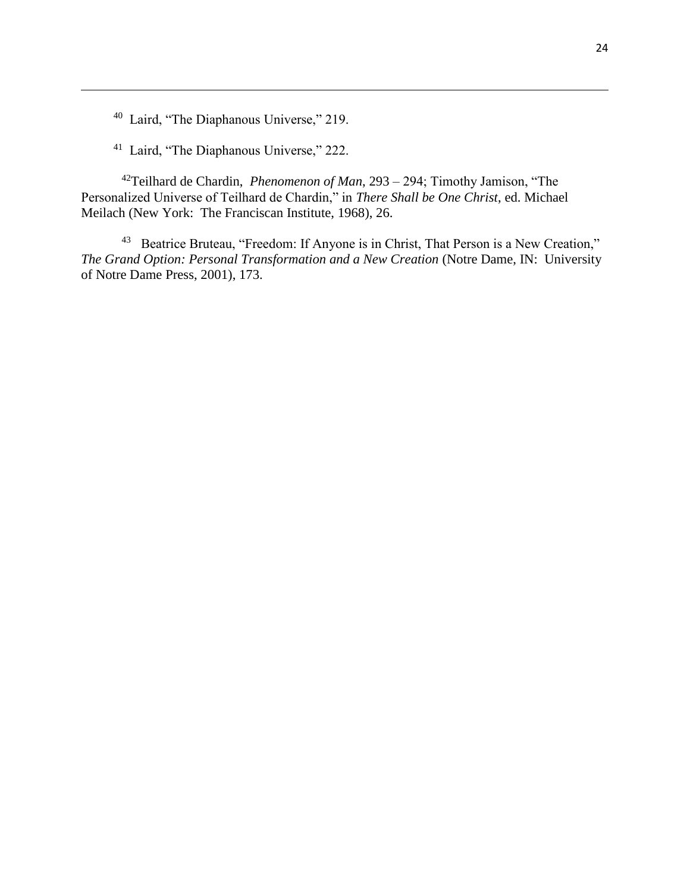[40] Laird, "The Diaphanous Universe," 219.

[41] Laird, "The Diaphanous Universe," 222.

[42] Teilhard de Chardin, *Phenomenon of Man*, 293 – 294; Timothy Jamison, "The Personalized Universe of Teilhard de Chardin," in *There Shall be One Christ*, ed. Michael Meilach (New York: The Franciscan Institute, 1968), 26.

[43] Beatrice Bruteau, "Freedom: If Anyone is in Christ, That Person is a New Creation," *The Grand Option: Personal Transformation and a New Creation* (Notre Dame, IN: University of Notre Dame Press, 2001), 173.